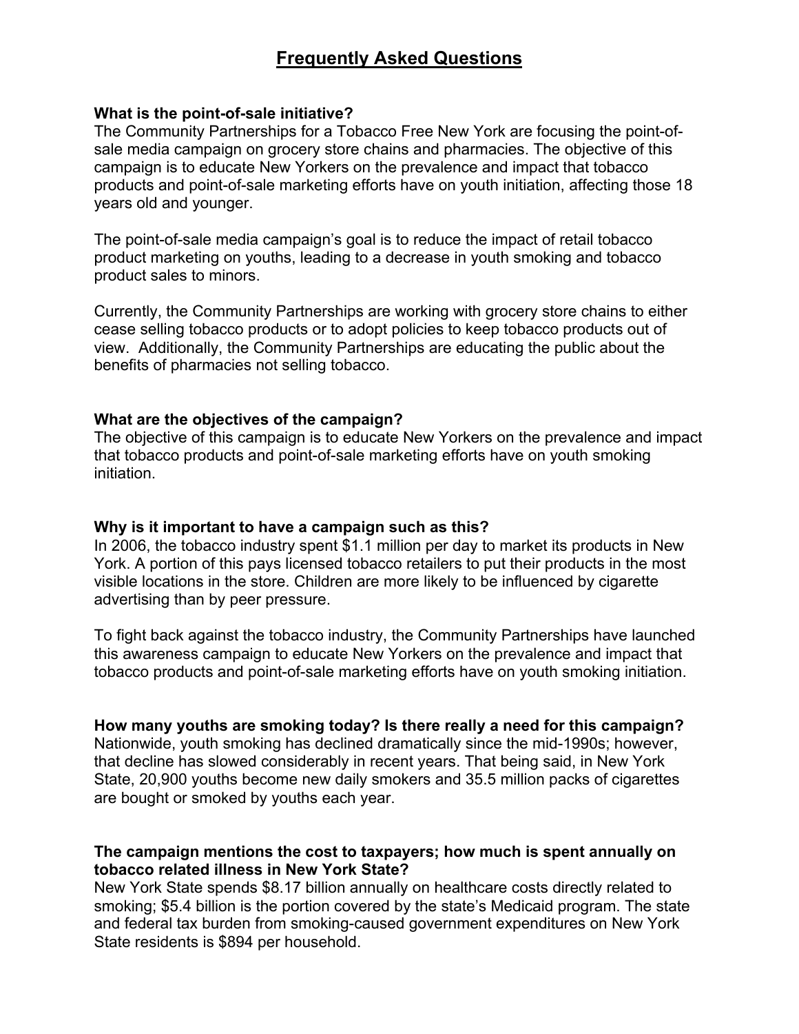# Frequently Asked Questions

**What is the point-of-sale initiative?**
The Community Partnerships for a Tobacco Free New York are focusing the point-of-sale media campaign on grocery store chains and pharmacies. The objective of this campaign is to educate New Yorkers on the prevalence and impact that tobacco products and point-of-sale marketing efforts have on youth initiation, affecting those 18 years old and younger.

The point-of-sale media campaign's goal is to reduce the impact of retail tobacco product marketing on youths, leading to a decrease in youth smoking and tobacco product sales to minors.

Currently, the Community Partnerships are working with grocery store chains to either cease selling tobacco products or to adopt policies to keep tobacco products out of view. Additionally, the Community Partnerships are educating the public about the benefits of pharmacies not selling tobacco.

**What are the objectives of the campaign?**
The objective of this campaign is to educate New Yorkers on the prevalence and impact that tobacco products and point-of-sale marketing efforts have on youth smoking initiation.

**Why is it important to have a campaign such as this?**
In 2006, the tobacco industry spent $1.1 million per day to market its products in New York. A portion of this pays licensed tobacco retailers to put their products in the most visible locations in the store. Children are more likely to be influenced by cigarette advertising than by peer pressure.

To fight back against the tobacco industry, the Community Partnerships have launched this awareness campaign to educate New Yorkers on the prevalence and impact that tobacco products and point-of-sale marketing efforts have on youth smoking initiation.

**How many youths are smoking today? Is there really a need for this campaign?**
Nationwide, youth smoking has declined dramatically since the mid-1990s; however, that decline has slowed considerably in recent years. That being said, in New York State, 20,900 youths become new daily smokers and 35.5 million packs of cigarettes are bought or smoked by youths each year.

**The campaign mentions the cost to taxpayers; how much is spent annually on tobacco related illness in New York State?**
New York State spends $8.17 billion annually on healthcare costs directly related to smoking; $5.4 billion is the portion covered by the state's Medicaid program. The state and federal tax burden from smoking-caused government expenditures on New York State residents is $894 per household.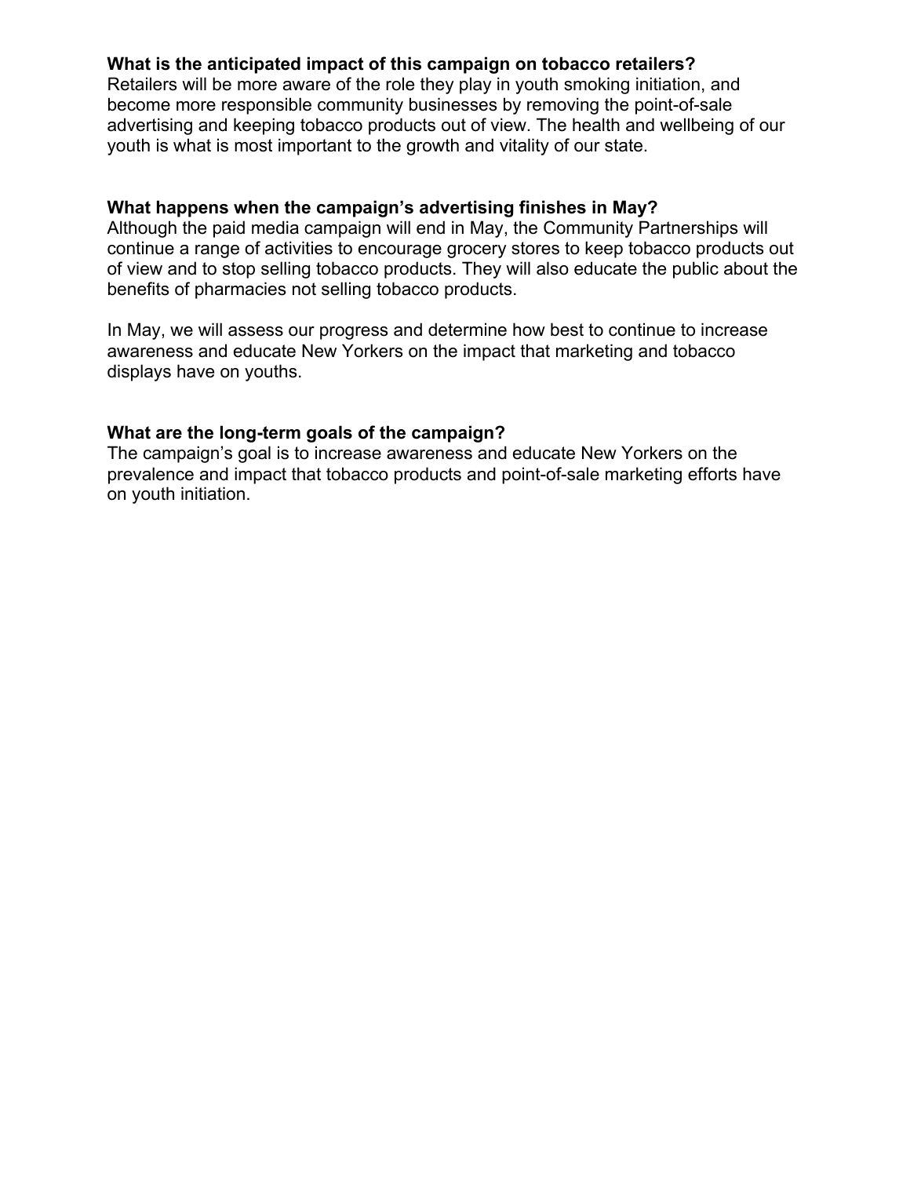**What is the anticipated impact of this campaign on tobacco retailers?**
Retailers will be more aware of the role they play in youth smoking initiation, and become more responsible community businesses by removing the point-of-sale advertising and keeping tobacco products out of view. The health and wellbeing of our youth is what is most important to the growth and vitality of our state.

**What happens when the campaign's advertising finishes in May?**
Although the paid media campaign will end in May, the Community Partnerships will continue a range of activities to encourage grocery stores to keep tobacco products out of view and to stop selling tobacco products. They will also educate the public about the benefits of pharmacies not selling tobacco products.

In May, we will assess our progress and determine how best to continue to increase awareness and educate New Yorkers on the impact that marketing and tobacco displays have on youths.

**What are the long-term goals of the campaign?**
The campaign's goal is to increase awareness and educate New Yorkers on the prevalence and impact that tobacco products and point-of-sale marketing efforts have on youth initiation.